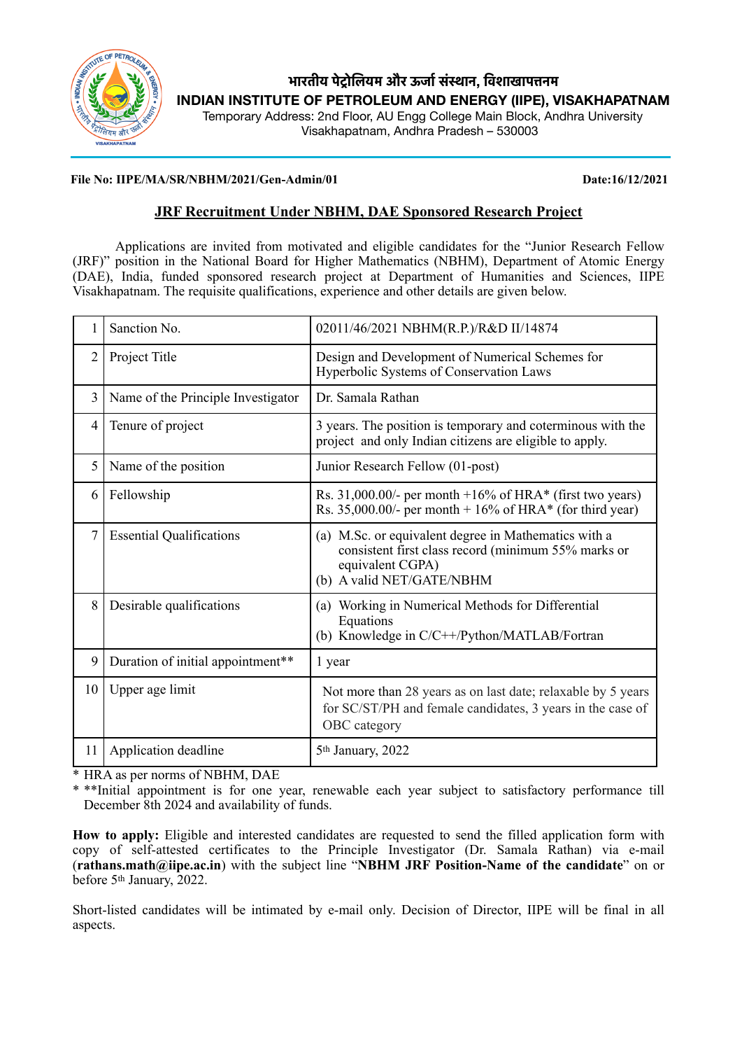भारतीय पेट्रोलियम और ऊर्जा संस्थान, विशाखापत्तनम

**INDIAN INSTITUTE OF PETROLEUM AND ENERGY (IIPE), VISAKHAPATNAM**

Temporary Address: 2nd Floor, AU Engg College Main Block, Andhra University
Visakhapatnam, Andhra Pradesh – 530003

**File No: IIPE/MA/SR/NBHM/2021/Gen-Admin/01** **Date:16/12/2021**

## JRF Recruitment Under NBHM, DAE Sponsored Research Project

Applications are invited from motivated and eligible candidates for the "Junior Research Fellow (JRF)" position in the National Board for Higher Mathematics (NBHM), Department of Atomic Energy (DAE), India, funded sponsored research project at Department of Humanities and Sciences, IIPE Visakhapatnam. The requisite qualifications, experience and other details are given below.

| | | |
|---|---|---|
| 1 | Sanction No. | 02011/46/2021 NBHM(R.P.)/R&D II/14874 |
| 2 | Project Title | Design and Development of Numerical Schemes for Hyperbolic Systems of Conservation Laws |
| 3 | Name of the Principle Investigator | Dr. Samala Rathan |
| 4 | Tenure of project | 3 years. The position is temporary and coterminous with the project and only Indian citizens are eligible to apply. |
| 5 | Name of the position | Junior Research Fellow (01-post) |
| 6 | Fellowship | Rs. 31,000.00/- per month +16% of HRA* (first two years)<br>Rs. 35,000.00/- per month + 16% of HRA* (for third year) |
| 7 | Essential Qualifications | (a) M.Sc. or equivalent degree in Mathematics with a consistent first class record (minimum 55% marks or equivalent CGPA)<br>(b) A valid NET/GATE/NBHM |
| 8 | Desirable qualifications | (a) Working in Numerical Methods for Differential Equations<br>(b) Knowledge in C/C++/Python/MATLAB/Fortran |
| 9 | Duration of initial appointment** | 1 year |
| 10 | Upper age limit | Not more than 28 years as on last date; relaxable by 5 years for SC/ST/PH and female candidates, 3 years in the case of OBC category |
| 11 | Application deadline | 5th January, 2022 |

\* HRA as per norms of NBHM, DAE

\* **Initial appointment is for one year, renewable each year subject to satisfactory performance till December 8th 2024 and availability of funds.

**How to apply:** Eligible and interested candidates are requested to send the filled application form with copy of self-attested certificates to the Principle Investigator (Dr. Samala Rathan) via e-mail (**rathans.math@iipe.ac.in**) with the subject line "**NBHM JRF Position-Name of the candidate**" on or before 5th January, 2022.

Short-listed candidates will be intimated by e-mail only. Decision of Director, IIPE will be final in all aspects.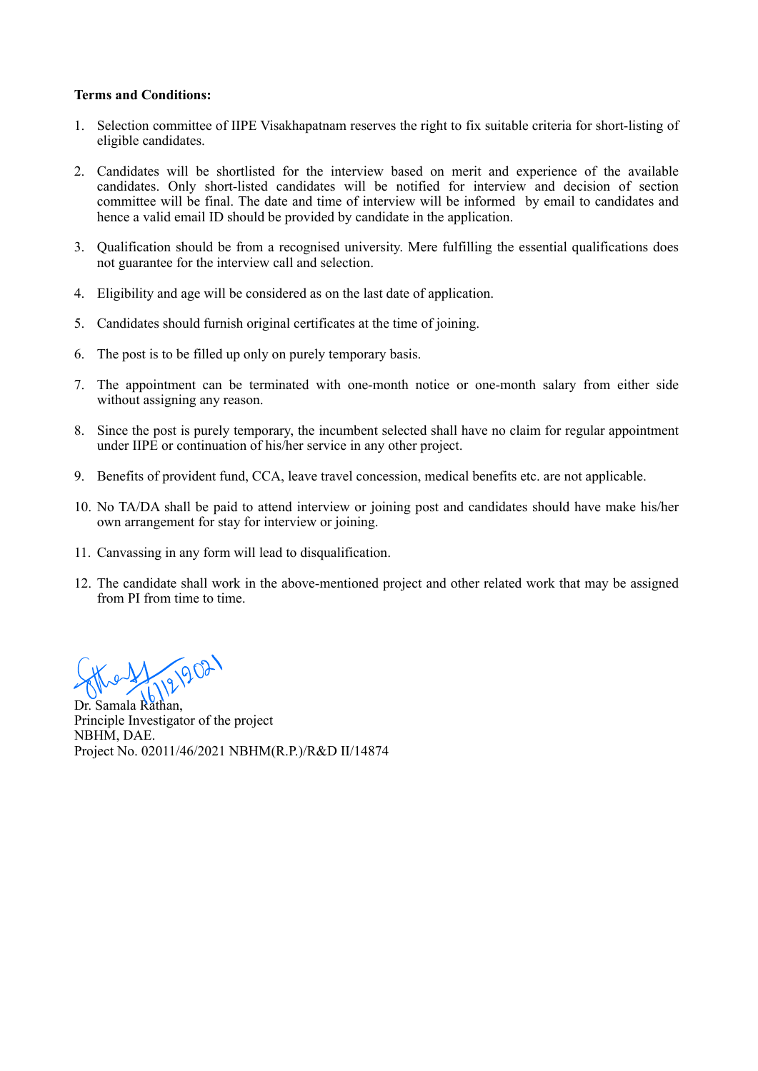**Terms and Conditions:**

1. Selection committee of IIPE Visakhapatnam reserves the right to fix suitable criteria for short-listing of eligible candidates.

2. Candidates will be shortlisted for the interview based on merit and experience of the available candidates. Only short-listed candidates will be notified for interview and decision of section committee will be final. The date and time of interview will be informed by email to candidates and hence a valid email ID should be provided by candidate in the application.

3. Qualification should be from a recognised university. Mere fulfilling the essential qualifications does not guarantee for the interview call and selection.

4. Eligibility and age will be considered as on the last date of application.

5. Candidates should furnish original certificates at the time of joining.

6. The post is to be filled up only on purely temporary basis.

7. The appointment can be terminated with one-month notice or one-month salary from either side without assigning any reason.

8. Since the post is purely temporary, the incumbent selected shall have no claim for regular appointment under IIPE or continuation of his/her service in any other project.

9. Benefits of provident fund, CCA, leave travel concession, medical benefits etc. are not applicable.

10. No TA/DA shall be paid to attend interview or joining post and candidates should have make his/her own arrangement for stay for interview or joining.

11. Canvassing in any form will lead to disqualification.

12. The candidate shall work in the above-mentioned project and other related work that may be assigned from PI from time to time.

16/12/2021

Dr. Samala Rathan,
Principle Investigator of the project
NBHM, DAE.
Project No. 02011/46/2021 NBHM(R.P.)/R&D II/14874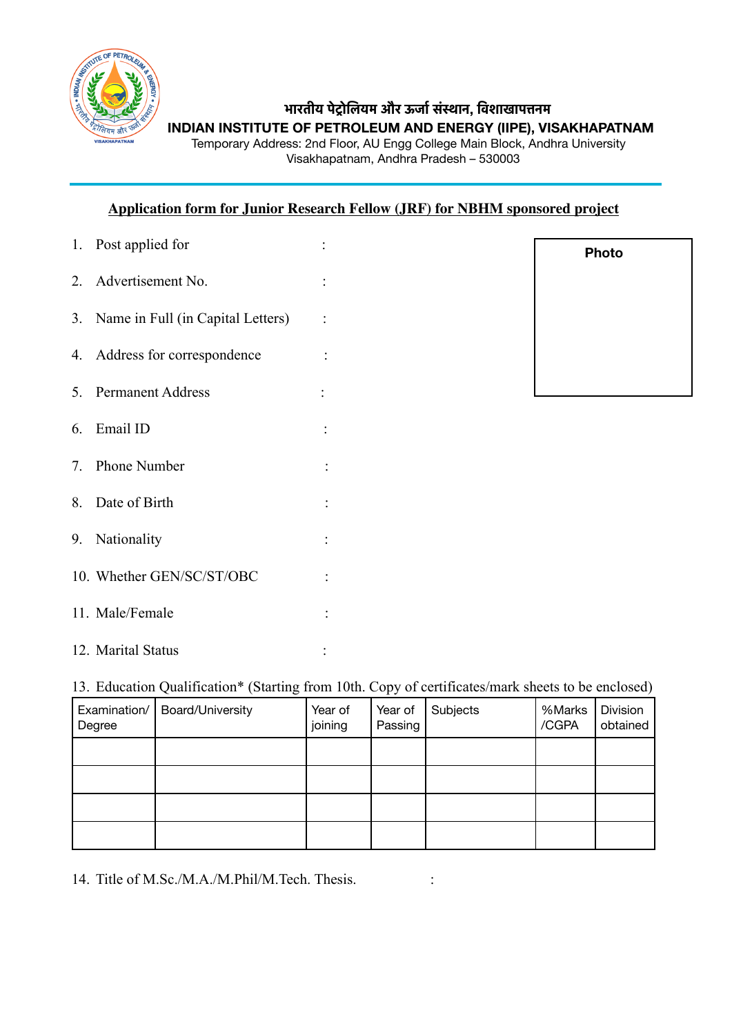भारतीय पेट्रोलियम और ऊर्जा संस्थान, विशाखापत्तनम

**INDIAN INSTITUTE OF PETROLEUM AND ENERGY (IIPE), VISAKHAPATNAM**

Temporary Address: 2nd Floor, AU Engg College Main Block, Andhra University
Visakhapatnam, Andhra Pradesh – 530003

**Application form for Junior Research Fellow (JRF) for NBHM sponsored project**

Photo

1. Post applied for :
2. Advertisement No. :
3. Name in Full (in Capital Letters) :
4. Address for correspondence :
5. Permanent Address :
6. Email ID :
7. Phone Number :
8. Date of Birth :
9. Nationality :
10. Whether GEN/SC/ST/OBC :
11. Male/Female :
12. Marital Status :
13. Education Qualification* (Starting from 10th. Copy of certificates/mark sheets to be enclosed)

| Examination/ Degree | Board/University | Year of joining | Year of Passing | Subjects | %Marks /CGPA | Division obtained |
|---|---|---|---|---|---|---|
| | | | | | | |
| | | | | | | |
| | | | | | | |
| | | | | | | |

14. Title of M.Sc./M.A./M.Phil/M.Tech. Thesis. :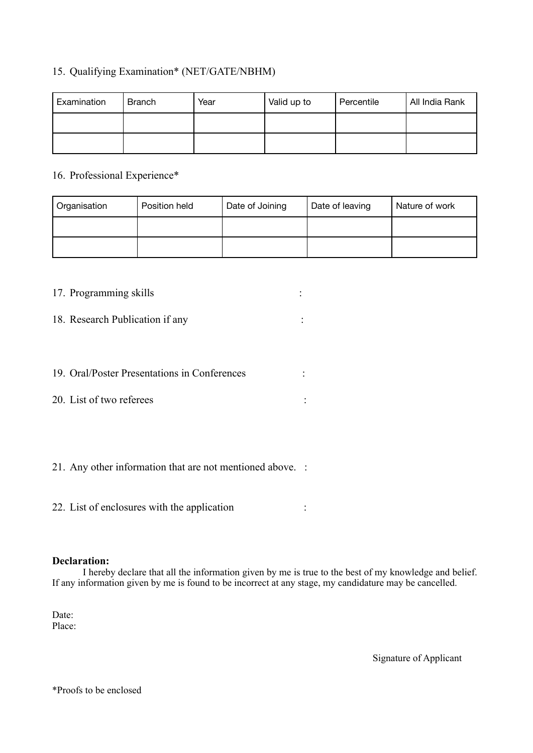15. Qualifying Examination* (NET/GATE/NBHM)

| Examination | Branch | Year | Valid up to | Percentile | All India Rank |
|---|---|---|---|---|---|
| | | | | | |
| | | | | | |

16. Professional Experience*

| Organisation | Position held | Date of Joining | Date of leaving | Nature of work |
|---|---|---|---|---|
| | | | | |
| | | | | |

17. Programming skills :

18. Research Publication if any :

19. Oral/Poster Presentations in Conferences :

20. List of two referees :

21. Any other information that are not mentioned above. :

22. List of enclosures with the application :

**Declaration:**

I hereby declare that all the information given by me is true to the best of my knowledge and belief. If any information given by me is found to be incorrect at any stage, my candidature may be cancelled.

Date:
Place:

Signature of Applicant

*Proofs to be enclosed